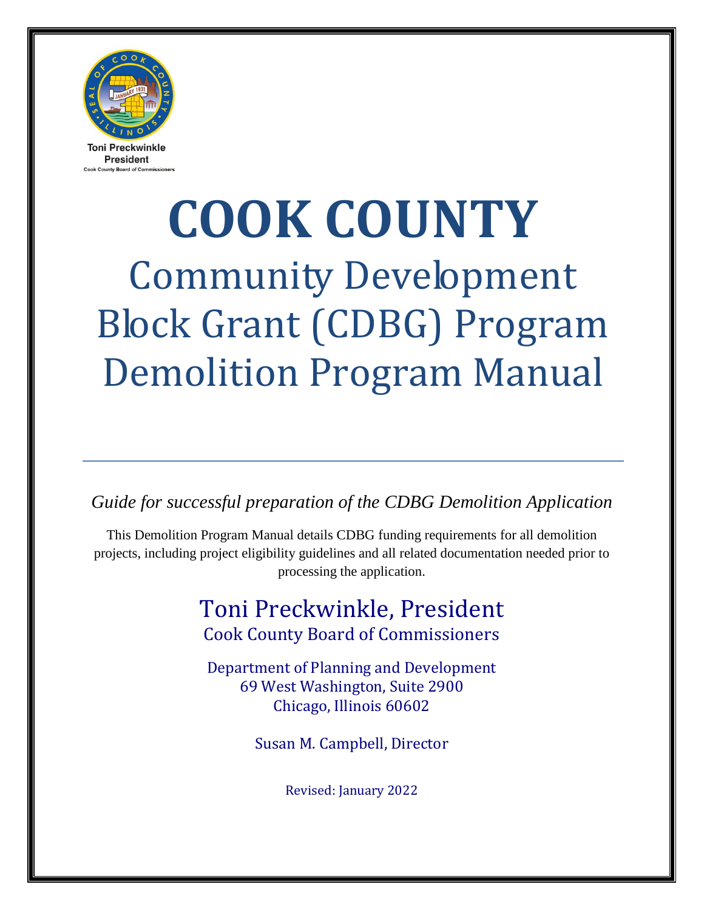Toni Preckwinkle
President
Cook County Board of Commissioners

# COOK COUNTY

## Community Development Block Grant (CDBG) Program Demolition Program Manual

---

*Guide for successful preparation of the CDBG Demolition Application*

This Demolition Program Manual details CDBG funding requirements for all demolition projects, including project eligibility guidelines and all related documentation needed prior to processing the application.

Toni Preckwinkle, President
Cook County Board of Commissioners

Department of Planning and Development
69 West Washington, Suite 2900
Chicago, Illinois 60602

Susan M. Campbell, Director

Revised: January 2022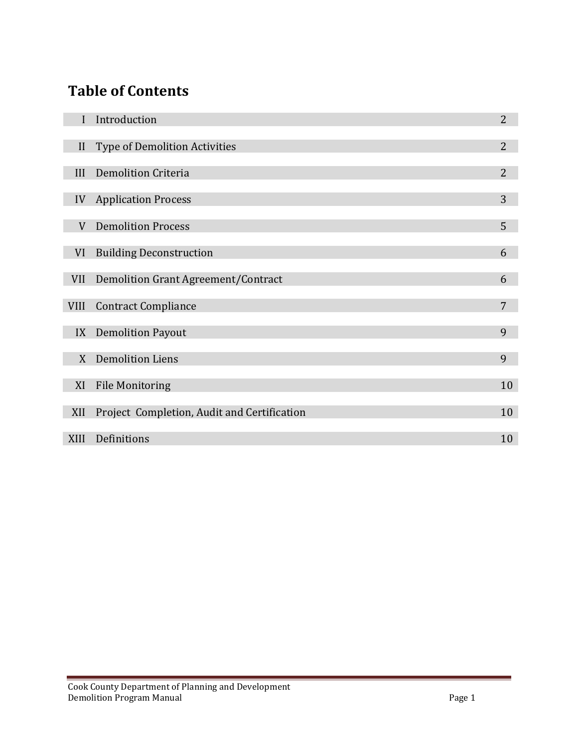# Table of Contents

| | | |
|---|---|---|
| I | Introduction | 2 |
| II | Type of Demolition Activities | 2 |
| III | Demolition Criteria | 2 |
| IV | Application Process | 3 |
| V | Demolition Process | 5 |
| VI | Building Deconstruction | 6 |
| VII | Demolition Grant Agreement/Contract | 6 |
| VIII | Contract Compliance | 7 |
| IX | Demolition Payout | 9 |
| X | Demolition Liens | 9 |
| XI | File Monitoring | 10 |
| XII | Project Completion, Audit and Certification | 10 |
| XIII | Definitions | 10 |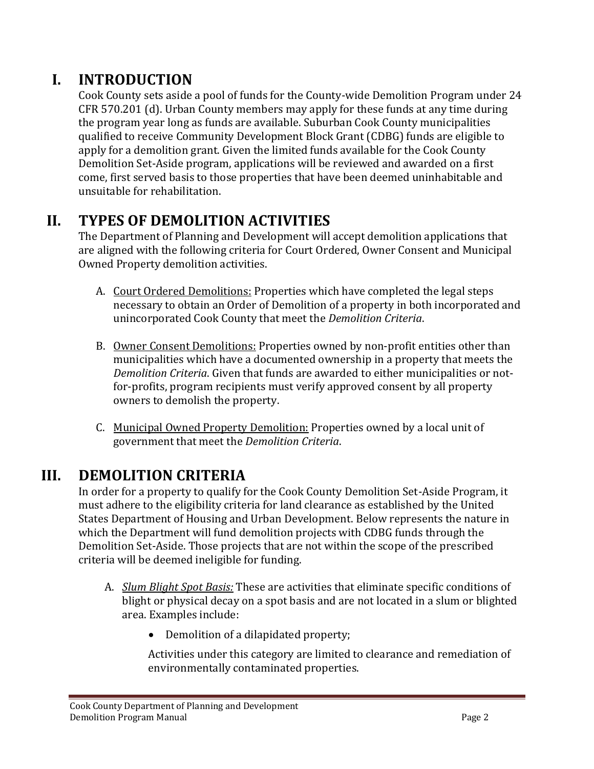# I. INTRODUCTION

Cook County sets aside a pool of funds for the County-wide Demolition Program under 24 CFR 570.201 (d). Urban County members may apply for these funds at any time during the program year long as funds are available. Suburban Cook County municipalities qualified to receive Community Development Block Grant (CDBG) funds are eligible to apply for a demolition grant. Given the limited funds available for the Cook County Demolition Set-Aside program, applications will be reviewed and awarded on a first come, first served basis to those properties that have been deemed uninhabitable and unsuitable for rehabilitation.

# II. TYPES OF DEMOLITION ACTIVITIES

The Department of Planning and Development will accept demolition applications that are aligned with the following criteria for Court Ordered, Owner Consent and Municipal Owned Property demolition activities.

A. <u>Court Ordered Demolitions:</u> Properties which have completed the legal steps necessary to obtain an Order of Demolition of a property in both incorporated and unincorporated Cook County that meet the *Demolition Criteria*.

B. <u>Owner Consent Demolitions:</u> Properties owned by non-profit entities other than municipalities which have a documented ownership in a property that meets the *Demolition Criteria*. Given that funds are awarded to either municipalities or not-for-profits, program recipients must verify approved consent by all property owners to demolish the property.

C. <u>Municipal Owned Property Demolition:</u> Properties owned by a local unit of government that meet the *Demolition Criteria*.

# III. DEMOLITION CRITERIA

In order for a property to qualify for the Cook County Demolition Set-Aside Program, it must adhere to the eligibility criteria for land clearance as established by the United States Department of Housing and Urban Development. Below represents the nature in which the Department will fund demolition projects with CDBG funds through the Demolition Set-Aside. Those projects that are not within the scope of the prescribed criteria will be deemed ineligible for funding.

A. <u>*Slum Blight Spot Basis:*</u> These are activities that eliminate specific conditions of blight or physical decay on a spot basis and are not located in a slum or blighted area. Examples include:

- Demolition of a dilapidated property;

Activities under this category are limited to clearance and remediation of environmentally contaminated properties.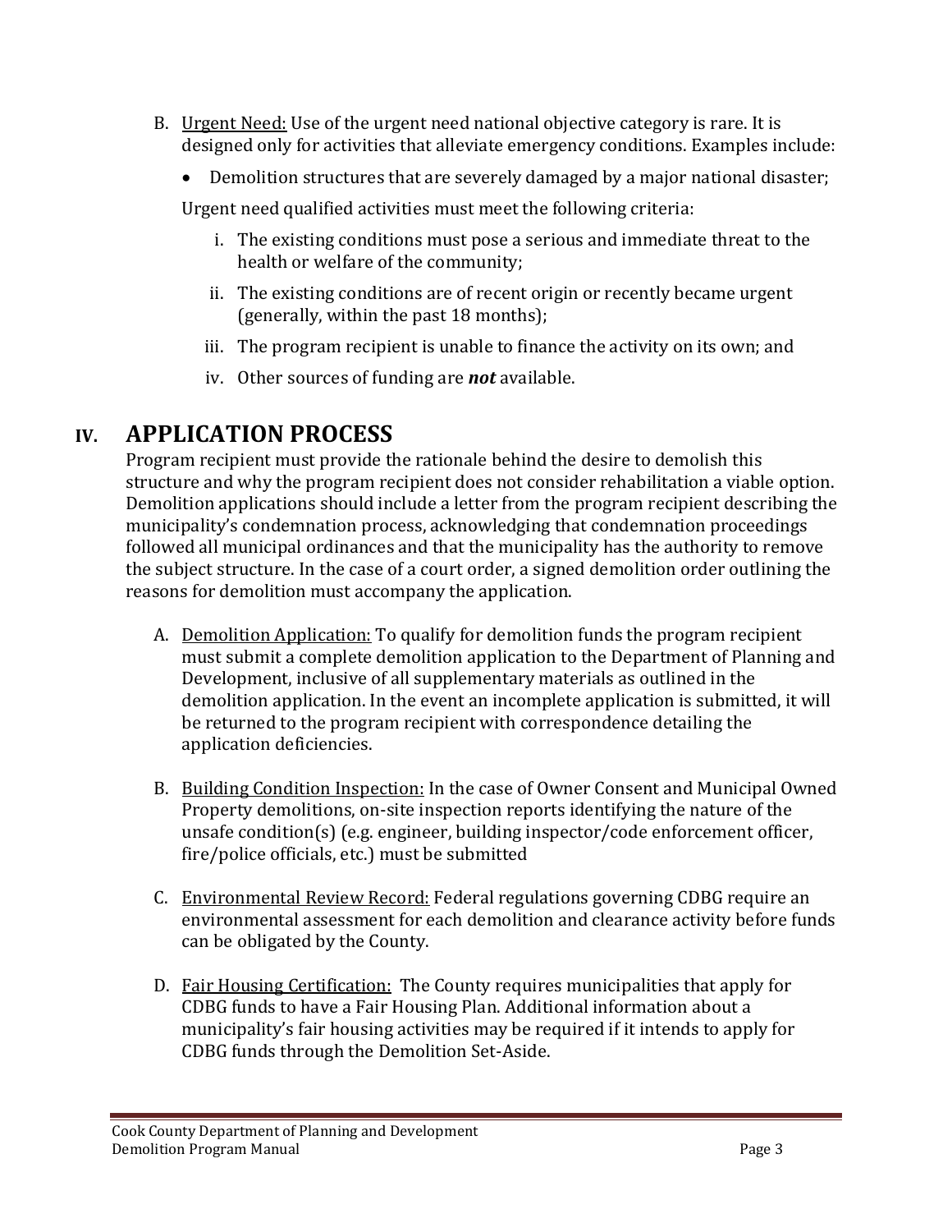B. Urgent Need: Use of the urgent need national objective category is rare. It is designed only for activities that alleviate emergency conditions. Examples include:

- Demolition structures that are severely damaged by a major national disaster;

Urgent need qualified activities must meet the following criteria:

i. The existing conditions must pose a serious and immediate threat to the health or welfare of the community;

ii. The existing conditions are of recent origin or recently became urgent (generally, within the past 18 months);

iii. The program recipient is unable to finance the activity on its own; and

iv. Other sources of funding are ***not*** available.

# IV. APPLICATION PROCESS

Program recipient must provide the rationale behind the desire to demolish this structure and why the program recipient does not consider rehabilitation a viable option. Demolition applications should include a letter from the program recipient describing the municipality's condemnation process, acknowledging that condemnation proceedings followed all municipal ordinances and that the municipality has the authority to remove the subject structure. In the case of a court order, a signed demolition order outlining the reasons for demolition must accompany the application.

A. Demolition Application: To qualify for demolition funds the program recipient must submit a complete demolition application to the Department of Planning and Development, inclusive of all supplementary materials as outlined in the demolition application. In the event an incomplete application is submitted, it will be returned to the program recipient with correspondence detailing the application deficiencies.

B. Building Condition Inspection: In the case of Owner Consent and Municipal Owned Property demolitions, on-site inspection reports identifying the nature of the unsafe condition(s) (e.g. engineer, building inspector/code enforcement officer, fire/police officials, etc.) must be submitted

C. Environmental Review Record: Federal regulations governing CDBG require an environmental assessment for each demolition and clearance activity before funds can be obligated by the County.

D. Fair Housing Certification: The County requires municipalities that apply for CDBG funds to have a Fair Housing Plan. Additional information about a municipality's fair housing activities may be required if it intends to apply for CDBG funds through the Demolition Set-Aside.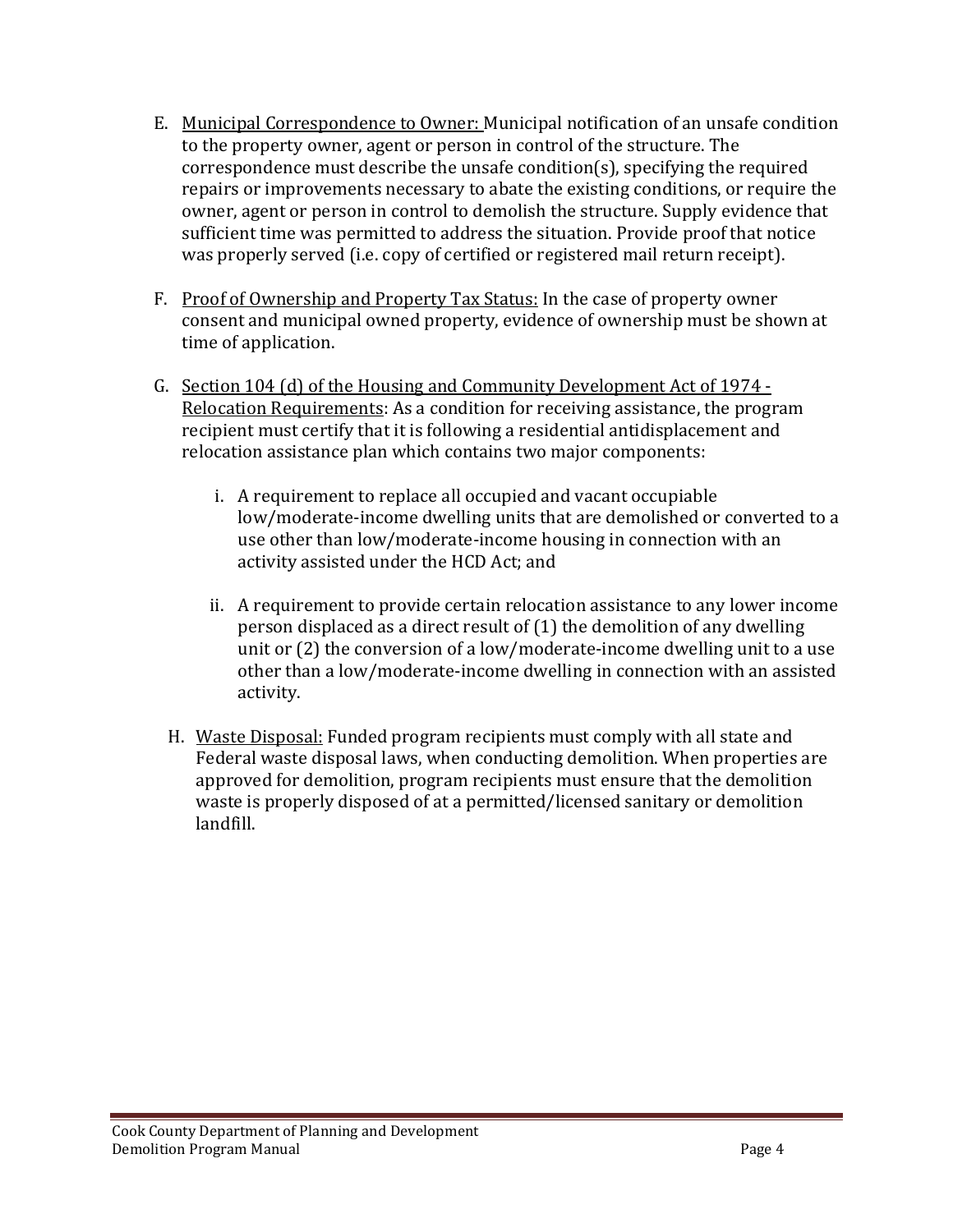E. Municipal Correspondence to Owner: Municipal notification of an unsafe condition to the property owner, agent or person in control of the structure. The correspondence must describe the unsafe condition(s), specifying the required repairs or improvements necessary to abate the existing conditions, or require the owner, agent or person in control to demolish the structure. Supply evidence that sufficient time was permitted to address the situation. Provide proof that notice was properly served (i.e. copy of certified or registered mail return receipt).

F. Proof of Ownership and Property Tax Status: In the case of property owner consent and municipal owned property, evidence of ownership must be shown at time of application.

G. Section 104 (d) of the Housing and Community Development Act of 1974 - Relocation Requirements: As a condition for receiving assistance, the program recipient must certify that it is following a residential antidisplacement and relocation assistance plan which contains two major components:

   i. A requirement to replace all occupied and vacant occupiable low/moderate-income dwelling units that are demolished or converted to a use other than low/moderate-income housing in connection with an activity assisted under the HCD Act; and

   ii. A requirement to provide certain relocation assistance to any lower income person displaced as a direct result of (1) the demolition of any dwelling unit or (2) the conversion of a low/moderate-income dwelling unit to a use other than a low/moderate-income dwelling in connection with an assisted activity.

H. Waste Disposal: Funded program recipients must comply with all state and Federal waste disposal laws, when conducting demolition. When properties are approved for demolition, program recipients must ensure that the demolition waste is properly disposed of at a permitted/licensed sanitary or demolition landfill.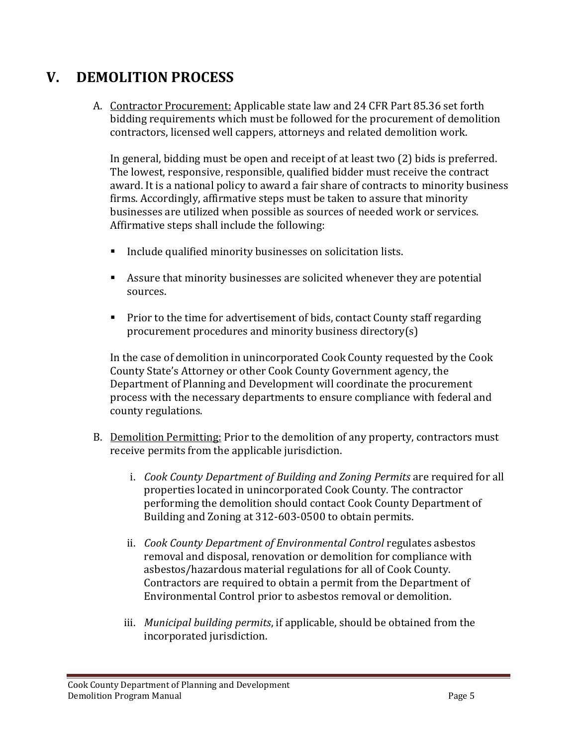# V. DEMOLITION PROCESS

A. <u>Contractor Procurement:</u> Applicable state law and 24 CFR Part 85.36 set forth bidding requirements which must be followed for the procurement of demolition contractors, licensed well cappers, attorneys and related demolition work.

   In general, bidding must be open and receipt of at least two (2) bids is preferred. The lowest, responsive, responsible, qualified bidder must receive the contract award. It is a national policy to award a fair share of contracts to minority business firms. Accordingly, affirmative steps must be taken to assure that minority businesses are utilized when possible as sources of needed work or services. Affirmative steps shall include the following:

   - Include qualified minority businesses on solicitation lists.
   - Assure that minority businesses are solicited whenever they are potential sources.
   - Prior to the time for advertisement of bids, contact County staff regarding procurement procedures and minority business directory(s)

   In the case of demolition in unincorporated Cook County requested by the Cook County State's Attorney or other Cook County Government agency, the Department of Planning and Development will coordinate the procurement process with the necessary departments to ensure compliance with federal and county regulations.

B. <u>Demolition Permitting:</u> Prior to the demolition of any property, contractors must receive permits from the applicable jurisdiction.

   i. *Cook County Department of Building and Zoning Permits* are required for all properties located in unincorporated Cook County. The contractor performing the demolition should contact Cook County Department of Building and Zoning at 312-603-0500 to obtain permits.

   ii. *Cook County Department of Environmental Control* regulates asbestos removal and disposal, renovation or demolition for compliance with asbestos/hazardous material regulations for all of Cook County. Contractors are required to obtain a permit from the Department of Environmental Control prior to asbestos removal or demolition.

   iii. *Municipal building permits*, if applicable, should be obtained from the incorporated jurisdiction.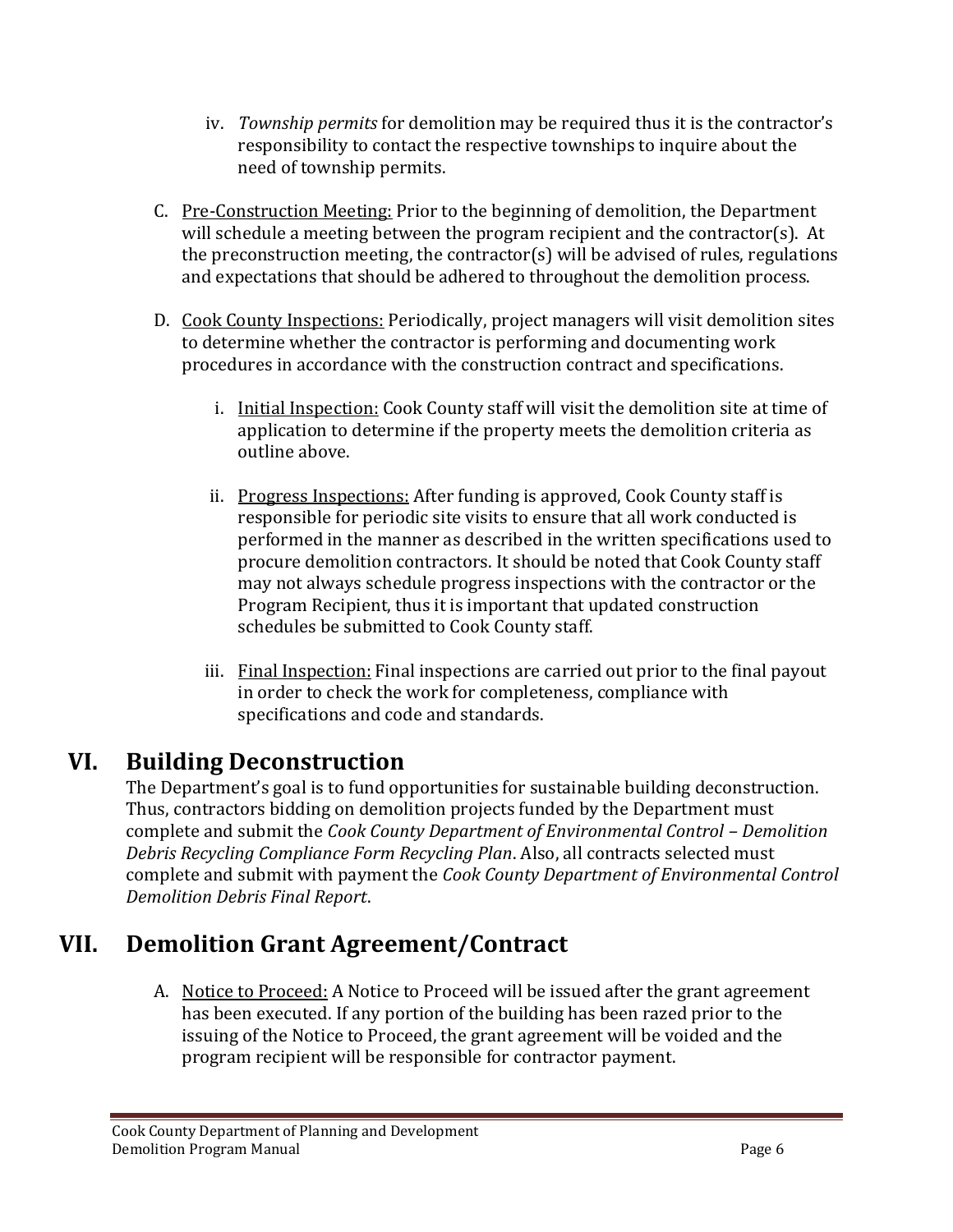iv. *Township permits* for demolition may be required thus it is the contractor's responsibility to contact the respective townships to inquire about the need of township permits.

C. Pre-Construction Meeting: Prior to the beginning of demolition, the Department will schedule a meeting between the program recipient and the contractor(s). At the preconstruction meeting, the contractor(s) will be advised of rules, regulations and expectations that should be adhered to throughout the demolition process.

D. Cook County Inspections: Periodically, project managers will visit demolition sites to determine whether the contractor is performing and documenting work procedures in accordance with the construction contract and specifications.

   i. Initial Inspection: Cook County staff will visit the demolition site at time of application to determine if the property meets the demolition criteria as outline above.

   ii. Progress Inspections: After funding is approved, Cook County staff is responsible for periodic site visits to ensure that all work conducted is performed in the manner as described in the written specifications used to procure demolition contractors. It should be noted that Cook County staff may not always schedule progress inspections with the contractor or the Program Recipient, thus it is important that updated construction schedules be submitted to Cook County staff.

   iii. Final Inspection: Final inspections are carried out prior to the final payout in order to check the work for completeness, compliance with specifications and code and standards.

# VI. Building Deconstruction

The Department's goal is to fund opportunities for sustainable building deconstruction. Thus, contractors bidding on demolition projects funded by the Department must complete and submit the *Cook County Department of Environmental Control – Demolition Debris Recycling Compliance Form Recycling Plan*. Also, all contracts selected must complete and submit with payment the *Cook County Department of Environmental Control Demolition Debris Final Report*.

# VII. Demolition Grant Agreement/Contract

A. Notice to Proceed: A Notice to Proceed will be issued after the grant agreement has been executed. If any portion of the building has been razed prior to the issuing of the Notice to Proceed, the grant agreement will be voided and the program recipient will be responsible for contractor payment.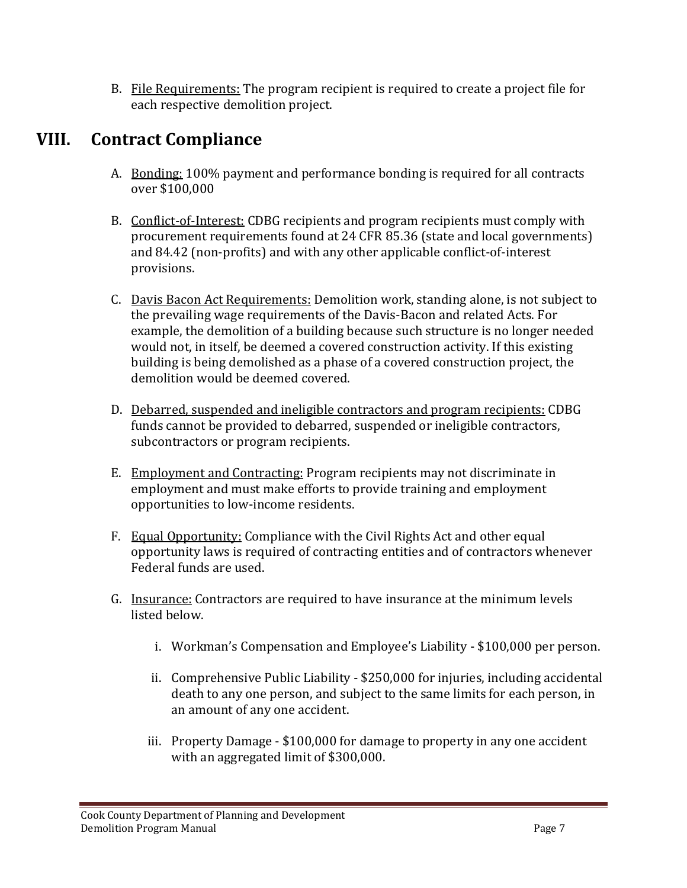B. File Requirements: The program recipient is required to create a project file for each respective demolition project.

# VIII. Contract Compliance

A. Bonding: 100% payment and performance bonding is required for all contracts over $100,000

B. Conflict-of-Interest: CDBG recipients and program recipients must comply with procurement requirements found at 24 CFR 85.36 (state and local governments) and 84.42 (non-profits) and with any other applicable conflict-of-interest provisions.

C. Davis Bacon Act Requirements: Demolition work, standing alone, is not subject to the prevailing wage requirements of the Davis-Bacon and related Acts. For example, the demolition of a building because such structure is no longer needed would not, in itself, be deemed a covered construction activity. If this existing building is being demolished as a phase of a covered construction project, the demolition would be deemed covered.

D. Debarred, suspended and ineligible contractors and program recipients: CDBG funds cannot be provided to debarred, suspended or ineligible contractors, subcontractors or program recipients.

E. Employment and Contracting: Program recipients may not discriminate in employment and must make efforts to provide training and employment opportunities to low-income residents.

F. Equal Opportunity: Compliance with the Civil Rights Act and other equal opportunity laws is required of contracting entities and of contractors whenever Federal funds are used.

G. Insurance: Contractors are required to have insurance at the minimum levels listed below.

   i. Workman's Compensation and Employee's Liability - $100,000 per person.

   ii. Comprehensive Public Liability - $250,000 for injuries, including accidental death to any one person, and subject to the same limits for each person, in an amount of any one accident.

   iii. Property Damage - $100,000 for damage to property in any one accident with an aggregated limit of $300,000.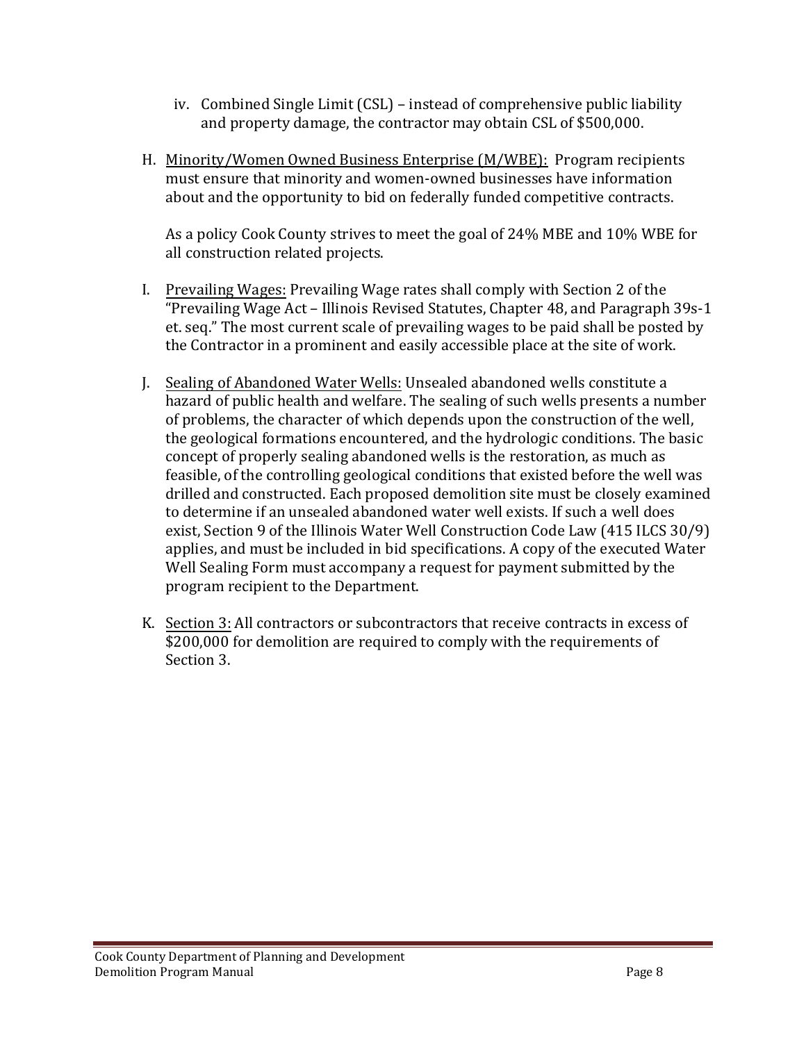iv. Combined Single Limit (CSL) – instead of comprehensive public liability and property damage, the contractor may obtain CSL of $500,000.

H. <u>Minority/Women Owned Business Enterprise (M/WBE):</u> Program recipients must ensure that minority and women-owned businesses have information about and the opportunity to bid on federally funded competitive contracts.

   As a policy Cook County strives to meet the goal of 24% MBE and 10% WBE for all construction related projects.

I. <u>Prevailing Wages:</u> Prevailing Wage rates shall comply with Section 2 of the "Prevailing Wage Act – Illinois Revised Statutes, Chapter 48, and Paragraph 39s-1 et. seq." The most current scale of prevailing wages to be paid shall be posted by the Contractor in a prominent and easily accessible place at the site of work.

J. <u>Sealing of Abandoned Water Wells:</u> Unsealed abandoned wells constitute a hazard of public health and welfare. The sealing of such wells presents a number of problems, the character of which depends upon the construction of the well, the geological formations encountered, and the hydrologic conditions. The basic concept of properly sealing abandoned wells is the restoration, as much as feasible, of the controlling geological conditions that existed before the well was drilled and constructed. Each proposed demolition site must be closely examined to determine if an unsealed abandoned water well exists. If such a well does exist, Section 9 of the Illinois Water Well Construction Code Law (415 ILCS 30/9) applies, and must be included in bid specifications. A copy of the executed Water Well Sealing Form must accompany a request for payment submitted by the program recipient to the Department.

K. <u>Section 3:</u> All contractors or subcontractors that receive contracts in excess of $200,000 for demolition are required to comply with the requirements of Section 3.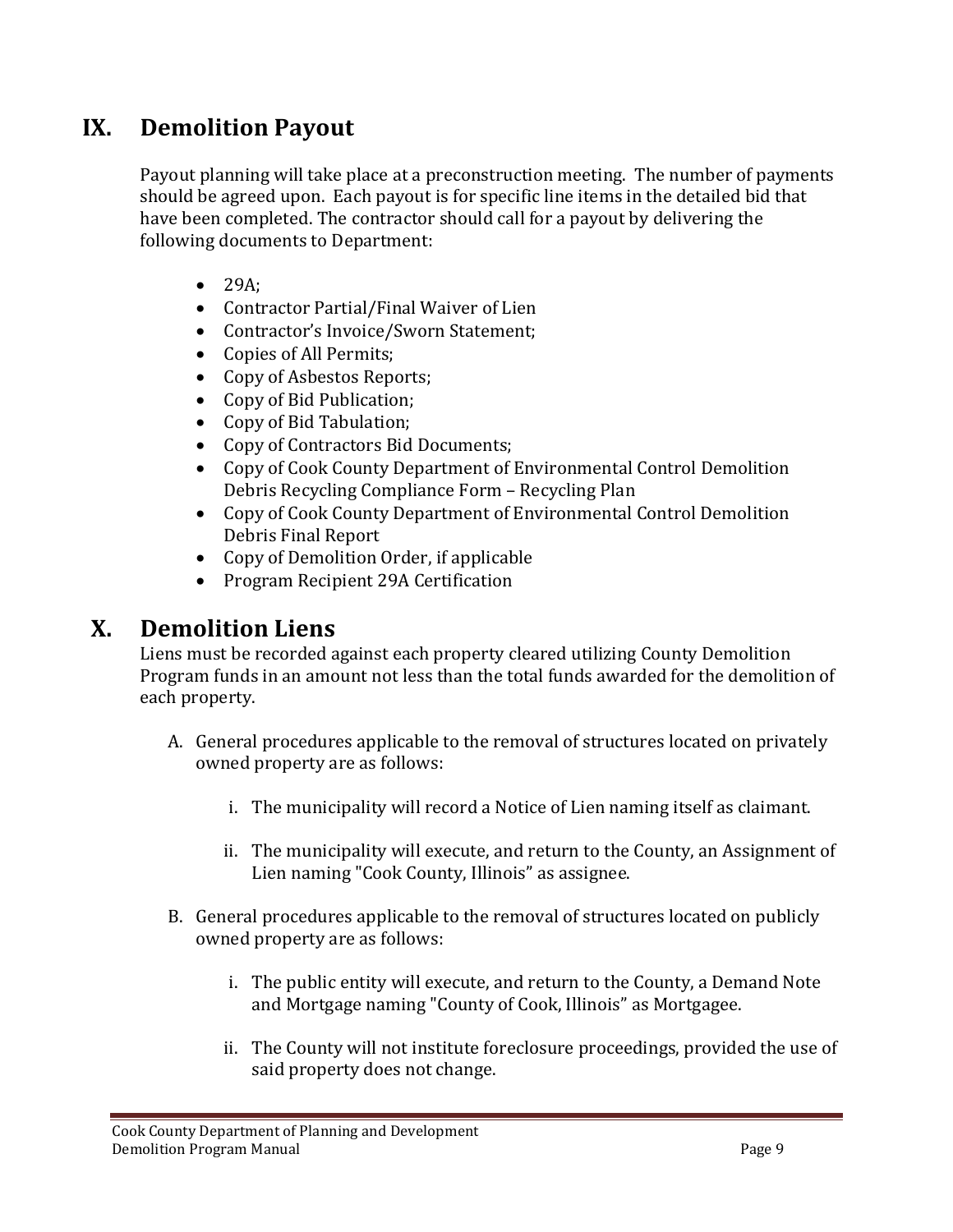## IX. Demolition Payout

Payout planning will take place at a preconstruction meeting. The number of payments should be agreed upon. Each payout is for specific line items in the detailed bid that have been completed. The contractor should call for a payout by delivering the following documents to Department:

- 29A;
- Contractor Partial/Final Waiver of Lien
- Contractor's Invoice/Sworn Statement;
- Copies of All Permits;
- Copy of Asbestos Reports;
- Copy of Bid Publication;
- Copy of Bid Tabulation;
- Copy of Contractors Bid Documents;
- Copy of Cook County Department of Environmental Control Demolition Debris Recycling Compliance Form – Recycling Plan
- Copy of Cook County Department of Environmental Control Demolition Debris Final Report
- Copy of Demolition Order, if applicable
- Program Recipient 29A Certification

## X. Demolition Liens

Liens must be recorded against each property cleared utilizing County Demolition Program funds in an amount not less than the total funds awarded for the demolition of each property.

A. General procedures applicable to the removal of structures located on privately owned property are as follows:

   i. The municipality will record a Notice of Lien naming itself as claimant.

   ii. The municipality will execute, and return to the County, an Assignment of Lien naming "Cook County, Illinois" as assignee.

B. General procedures applicable to the removal of structures located on publicly owned property are as follows:

   i. The public entity will execute, and return to the County, a Demand Note and Mortgage naming "County of Cook, Illinois" as Mortgagee.

   ii. The County will not institute foreclosure proceedings, provided the use of said property does not change.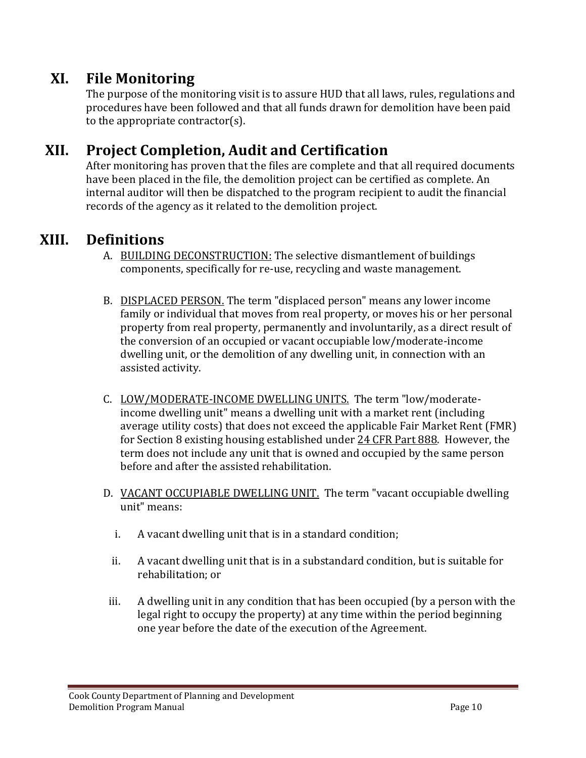## XI. File Monitoring

The purpose of the monitoring visit is to assure HUD that all laws, rules, regulations and procedures have been followed and that all funds drawn for demolition have been paid to the appropriate contractor(s).

## XII. Project Completion, Audit and Certification

After monitoring has proven that the files are complete and that all required documents have been placed in the file, the demolition project can be certified as complete. An internal auditor will then be dispatched to the program recipient to audit the financial records of the agency as it related to the demolition project.

## XIII. Definitions

A. <u>BUILDING DECONSTRUCTION:</u> The selective dismantlement of buildings components, specifically for re-use, recycling and waste management.

B. <u>DISPLACED PERSON.</u> The term "displaced person" means any lower income family or individual that moves from real property, or moves his or her personal property from real property, permanently and involuntarily, as a direct result of the conversion of an occupied or vacant occupiable low/moderate-income dwelling unit, or the demolition of any dwelling unit, in connection with an assisted activity.

C. <u>LOW/MODERATE-INCOME DWELLING UNITS.</u> The term "low/moderate-income dwelling unit" means a dwelling unit with a market rent (including average utility costs) that does not exceed the applicable Fair Market Rent (FMR) for Section 8 existing housing established under <u>24 CFR Part 888</u>. However, the term does not include any unit that is owned and occupied by the same person before and after the assisted rehabilitation.

D. <u>VACANT OCCUPIABLE DWELLING UNIT.</u> The term "vacant occupiable dwelling unit" means:

i. A vacant dwelling unit that is in a standard condition;

ii. A vacant dwelling unit that is in a substandard condition, but is suitable for rehabilitation; or

iii. A dwelling unit in any condition that has been occupied (by a person with the legal right to occupy the property) at any time within the period beginning one year before the date of the execution of the Agreement.